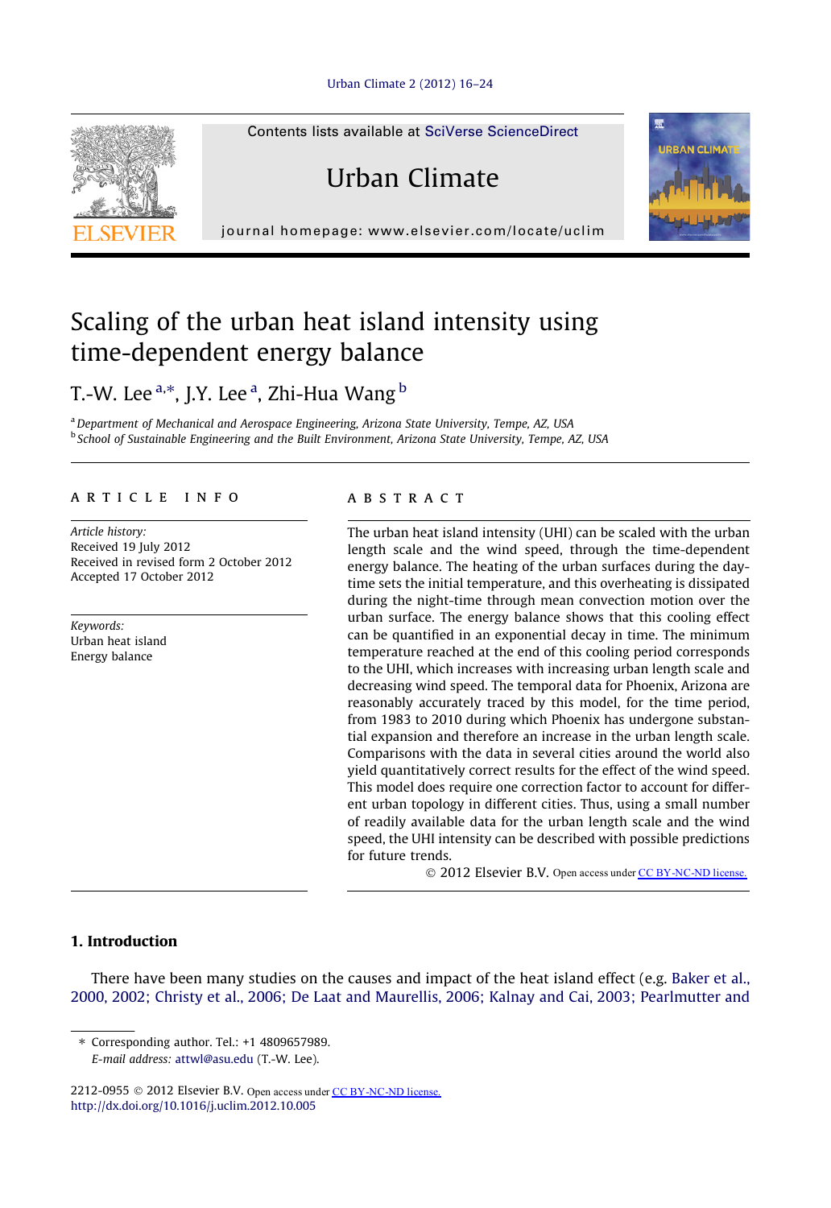Contents lists available at SciVerse ScienceDirect

# Urban Climate

journal homepage: www.elsevier.com/locate/uclim

# Scaling of the urban heat island intensity using time-dependent energy balance

T.-W. Lee [a,*], J.Y. Lee [a], Zhi-Hua Wang [b]

[a] Department of Mechanical and Aerospace Engineering, Arizona State University, Tempe, AZ, USA
[b] School of Sustainable Engineering and the Built Environment, Arizona State University, Tempe, AZ, USA

## ARTICLE INFO

*Article history:*
Received 19 July 2012
Received in revised form 2 October 2012
Accepted 17 October 2012

*Keywords:*
Urban heat island
Energy balance

## ABSTRACT

The urban heat island intensity (UHI) can be scaled with the urban length scale and the wind speed, through the time-dependent energy balance. The heating of the urban surfaces during the day-time sets the initial temperature, and this overheating is dissipated during the night-time through mean convection motion over the urban surface. The energy balance shows that this cooling effect can be quantified in an exponential decay in time. The minimum temperature reached at the end of this cooling period corresponds to the UHI, which increases with increasing urban length scale and decreasing wind speed. The temporal data for Phoenix, Arizona are reasonably accurately traced by this model, for the time period, from 1983 to 2010 during which Phoenix has undergone substantial expansion and therefore an increase in the urban length scale. Comparisons with the data in several cities around the world also yield quantitatively correct results for the effect of the wind speed. This model does require one correction factor to account for different urban topology in different cities. Thus, using a small number of readily available data for the urban length scale and the wind speed, the UHI intensity can be described with possible predictions for future trends.

© 2012 Elsevier B.V. Open access under CC BY-NC-ND license.

## 1. Introduction

There have been many studies on the causes and impact of the heat island effect (e.g. Baker et al., 2000, 2002; Christy et al., 2006; De Laat and Maurellis, 2006; Kalnay and Cai, 2003; Pearlmutter and

∗ Corresponding author. Tel.: +1 4809657989.
*E-mail address:* attwl@asu.edu (T.-W. Lee).

2212-0955 © 2012 Elsevier B.V. Open access under CC BY-NC-ND license.
http://dx.doi.org/10.1016/j.uclim.2012.10.005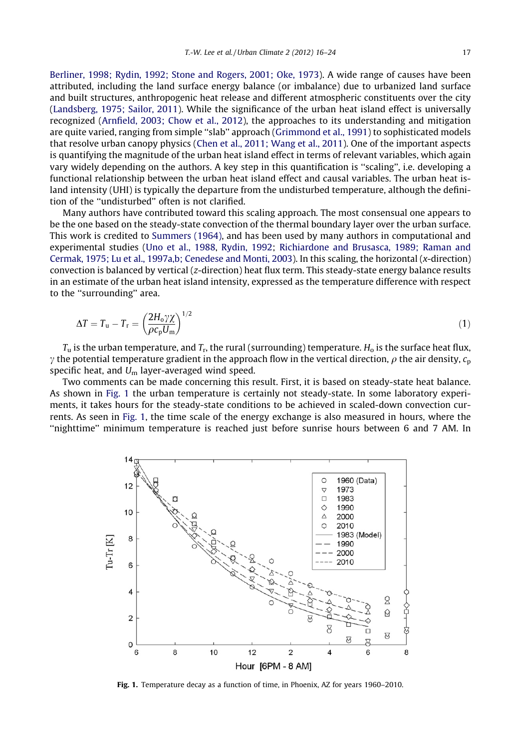Berliner, 1998; Rydin, 1992; Stone and Rogers, 2001; Oke, 1973). A wide range of causes have been attributed, including the land surface energy balance (or imbalance) due to urbanized land surface and built structures, anthropogenic heat release and different atmospheric constituents over the city (Landsberg, 1975; Sailor, 2011). While the significance of the urban heat island effect is universally recognized (Arnfield, 2003; Chow et al., 2012), the approaches to its understanding and mitigation are quite varied, ranging from simple ''slab'' approach (Grimmond et al., 1991) to sophisticated models that resolve urban canopy physics (Chen et al., 2011; Wang et al., 2011). One of the important aspects is quantifying the magnitude of the urban heat island effect in terms of relevant variables, which again vary widely depending on the authors. A key step in this quantification is ''scaling'', i.e. developing a functional relationship between the urban heat island effect and causal variables. The urban heat island intensity (UHI) is typically the departure from the undisturbed temperature, although the definition of the ''undisturbed'' often is not clarified.

Many authors have contributed toward this scaling approach. The most consensual one appears to be the one based on the steady-state convection of the thermal boundary layer over the urban surface. This work is credited to Summers (1964), and has been used by many authors in computational and experimental studies (Uno et al., 1988, Rydin, 1992; Richiardone and Brusasca, 1989; Raman and Cermak, 1975; Lu et al., 1997a,b; Cenedese and Monti, 2003). In this scaling, the horizontal ($x$-direction) convection is balanced by vertical ($z$-direction) heat flux term. This steady-state energy balance results in an estimate of the urban heat island intensity, expressed as the temperature difference with respect to the ''surrounding'' area.

$$\Delta T = T_u - T_r = \left(\frac{2H_o \gamma \chi}{\rho c_p U_m}\right)^{1/2} \tag{1}$$

$T_u$ is the urban temperature, and $T_r$, the rural (surrounding) temperature. $H_o$ is the surface heat flux, $\gamma$ the potential temperature gradient in the approach flow in the vertical direction, $\rho$ the air density, $c_p$ specific heat, and $U_m$ layer-averaged wind speed.

Two comments can be made concerning this result. First, it is based on steady-state heat balance. As shown in Fig. 1 the urban temperature is certainly not steady-state. In some laboratory experiments, it takes hours for the steady-state conditions to be achieved in scaled-down convection currents. As seen in Fig. 1, the time scale of the energy exchange is also measured in hours, where the ''nighttime'' minimum temperature is reached just before sunrise hours between 6 and 7 AM. In

Tu-Tr [K]
Hour [6PM - 8 AM]
1960 (Data)
1973
1983
1990
2000
2010
1983 (Model)
1990
2000
2010

**Fig. 1.** Temperature decay as a function of time, in Phoenix, AZ for years 1960–2010.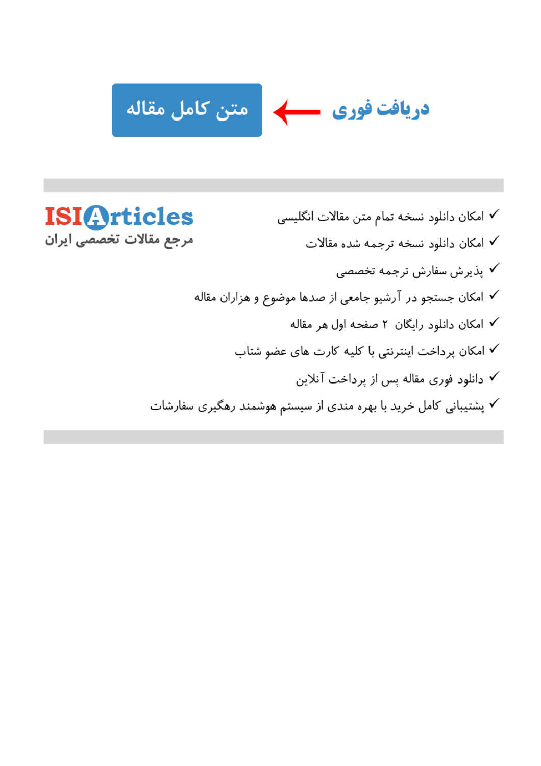دریافت فوری ← متن کامل مقاله

**ISIArticles**
مرجع مقالات تخصصی ایران

- ✓ امکان دانلود نسخه تمام متن مقالات انگلیسی
- ✓ امکان دانلود نسخه ترجمه شده مقالات
- ✓ پذیرش سفارش ترجمه تخصصی
- ✓ امکان جستجو در آرشیو جامعی از صدها موضوع و هزاران مقاله
- ✓ امکان دانلود رایگان ۲ صفحه اول هر مقاله
- ✓ امکان پرداخت اینترنتی با کلیه کارت های عضو شتاب
- ✓ دانلود فوری مقاله پس از پرداخت آنلاین
- ✓ پشتیبانی کامل خرید با بهره مندی از سیستم هوشمند رهگیری سفارشات